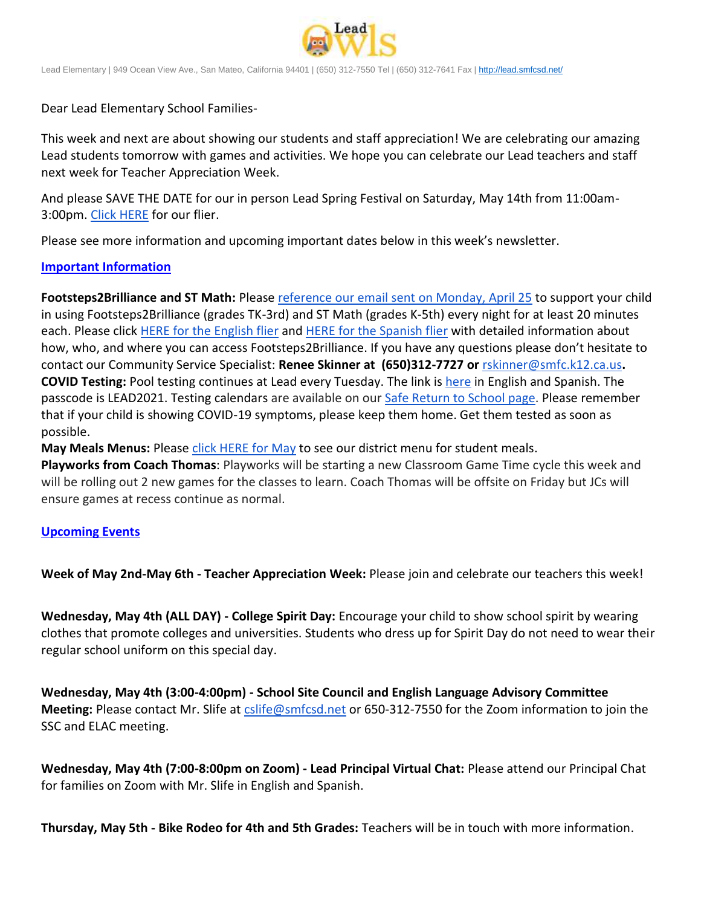Lead Elementary | 949 Ocean View Ave., San Mateo, California 94401 | (650) 312-7550 Tel | (650) 312-7641 Fax | http://lead.smfcsd.net/

Dear Lead Elementary School Families-

This week and next are about showing our students and staff appreciation! We are celebrating our amazing Lead students tomorrow with games and activities. We hope you can celebrate our Lead teachers and staff next week for Teacher Appreciation Week.

And please SAVE THE DATE for our in person Lead Spring Festival on Saturday, May 14th from 11:00am-3:00pm. Click HERE for our flier.

Please see more information and upcoming important dates below in this week's newsletter.

**Important Information**

**Footsteps2Brilliance and ST Math:** Please reference our email sent on Monday, April 25 to support your child in using Footsteps2Brilliance (grades TK-3rd) and ST Math (grades K-5th) every night for at least 20 minutes each. Please click HERE for the English flier and HERE for the Spanish flier with detailed information about how, who, and where you can access Footsteps2Brilliance. If you have any questions please don't hesitate to contact our Community Service Specialist: **Renee Skinner at (650)312-7727 or** rskinner@smfc.k12.ca.us**.**

**COVID Testing:** Pool testing continues at Lead every Tuesday. The link is here in English and Spanish. The passcode is LEAD2021. Testing calendars are available on our Safe Return to School page. Please remember that if your child is showing COVID-19 symptoms, please keep them home. Get them tested as soon as possible.

**May Meals Menus:** Please click HERE for May to see our district menu for student meals.

**Playworks from Coach Thomas**: Playworks will be starting a new Classroom Game Time cycle this week and will be rolling out 2 new games for the classes to learn. Coach Thomas will be offsite on Friday but JCs will ensure games at recess continue as normal.

**Upcoming Events**

**Week of May 2nd-May 6th - Teacher Appreciation Week:** Please join and celebrate our teachers this week!

**Wednesday, May 4th (ALL DAY) - College Spirit Day:** Encourage your child to show school spirit by wearing clothes that promote colleges and universities. Students who dress up for Spirit Day do not need to wear their regular school uniform on this special day.

**Wednesday, May 4th (3:00-4:00pm) - School Site Council and English Language Advisory Committee Meeting:** Please contact Mr. Slife at cslife@smfcsd.net or 650-312-7550 for the Zoom information to join the SSC and ELAC meeting.

**Wednesday, May 4th (7:00-8:00pm on Zoom) - Lead Principal Virtual Chat:** Please attend our Principal Chat for families on Zoom with Mr. Slife in English and Spanish.

**Thursday, May 5th - Bike Rodeo for 4th and 5th Grades:** Teachers will be in touch with more information.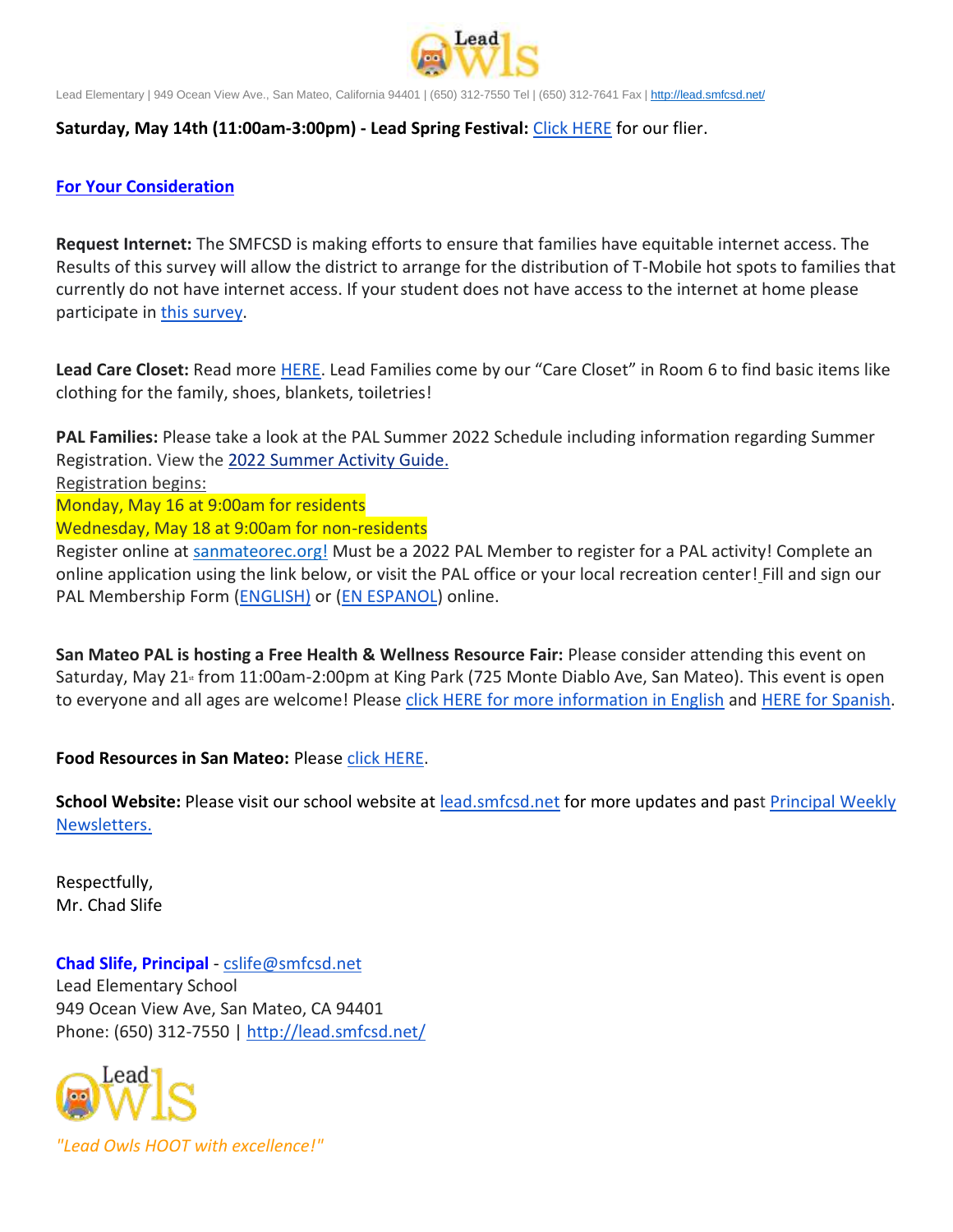Lead Elementary | 949 Ocean View Ave., San Mateo, California 94401 | (650) 312-7550 Tel | (650) 312-7641 Fax | http://lead.smfcsd.net/

**Saturday, May 14th (11:00am-3:00pm) - Lead Spring Festival:** Click HERE for our flier.

**For Your Consideration**

**Request Internet:** The SMFCSD is making efforts to ensure that families have equitable internet access. The Results of this survey will allow the district to arrange for the distribution of T-Mobile hot spots to families that currently do not have internet access. If your student does not have access to the internet at home please participate in this survey.

**Lead Care Closet:** Read more HERE. Lead Families come by our "Care Closet" in Room 6 to find basic items like clothing for the family, shoes, blankets, toiletries!

**PAL Families:** Please take a look at the PAL Summer 2022 Schedule including information regarding Summer Registration. View the 2022 Summer Activity Guide.
Registration begins:
Monday, May 16 at 9:00am for residents
Wednesday, May 18 at 9:00am for non-residents
Register online at sanmateorec.org! Must be a 2022 PAL Member to register for a PAL activity! Complete an online application using the link below, or visit the PAL office or your local recreation center! Fill and sign our PAL Membership Form (ENGLISH) or (EN ESPANOL) online.

**San Mateo PAL is hosting a Free Health & Wellness Resource Fair:** Please consider attending this event on Saturday, May 21st from 11:00am-2:00pm at King Park (725 Monte Diablo Ave, San Mateo). This event is open to everyone and all ages are welcome! Please click HERE for more information in English and HERE for Spanish.

**Food Resources in San Mateo:** Please click HERE.

**School Website:** Please visit our school website at lead.smfcsd.net for more updates and past Principal Weekly Newsletters.

Respectfully,
Mr. Chad Slife

**Chad Slife, Principal** - cslife@smfcsd.net
Lead Elementary School
949 Ocean View Ave, San Mateo, CA 94401
Phone: (650) 312-7550 | http://lead.smfcsd.net/

*"Lead Owls HOOT with excellence!"*